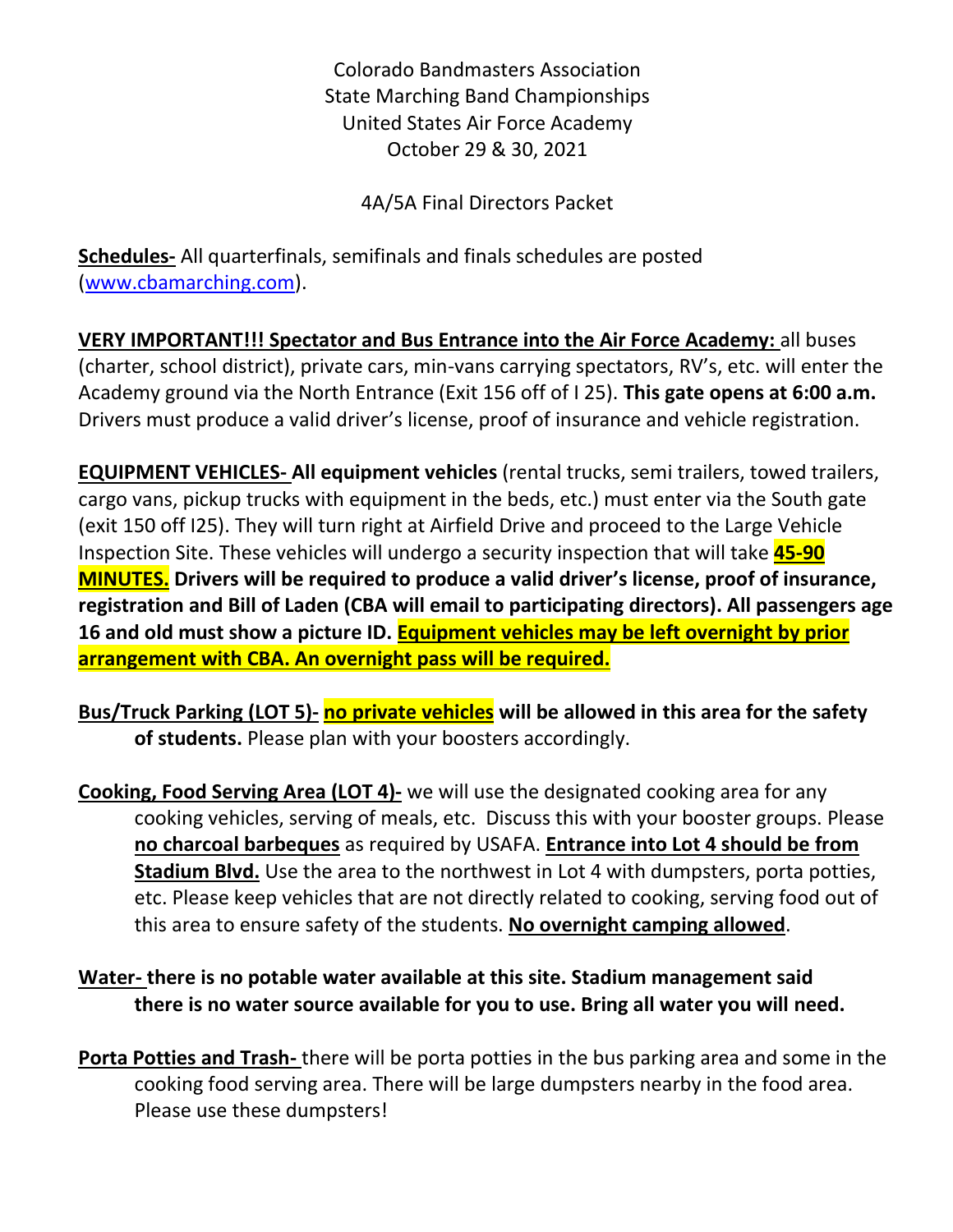Colorado Bandmasters Association
State Marching Band Championships
United States Air Force Academy
October 29 & 30, 2021

4A/5A Final Directors Packet

**Schedules-** All quarterfinals, semifinals and finals schedules are posted (www.cbamarching.com).

**VERY IMPORTANT!!! Spectator and Bus Entrance into the Air Force Academy:** all buses (charter, school district), private cars, min-vans carrying spectators, RV's, etc. will enter the Academy ground via the North Entrance (Exit 156 off of I 25). **This gate opens at 6:00 a.m.** Drivers must produce a valid driver's license, proof of insurance and vehicle registration.

**EQUIPMENT VEHICLES- All equipment vehicles** (rental trucks, semi trailers, towed trailers, cargo vans, pickup trucks with equipment in the beds, etc.) must enter via the South gate (exit 150 off I25). They will turn right at Airfield Drive and proceed to the Large Vehicle Inspection Site. These vehicles will undergo a security inspection that will take **45-90 MINUTES. Drivers will be required to produce a valid driver's license, proof of insurance, registration and Bill of Laden (CBA will email to participating directors). All passengers age 16 and old must show a picture ID. Equipment vehicles may be left overnight by prior arrangement with CBA. An overnight pass will be required.**

**Bus/Truck Parking (LOT 5)- no private vehicles will be allowed in this area for the safety of students.** Please plan with your boosters accordingly.

**Cooking, Food Serving Area (LOT 4)-** we will use the designated cooking area for any cooking vehicles, serving of meals, etc. Discuss this with your booster groups. Please **no charcoal barbeques** as required by USAFA. **Entrance into Lot 4 should be from Stadium Blvd.** Use the area to the northwest in Lot 4 with dumpsters, porta potties, etc. Please keep vehicles that are not directly related to cooking, serving food out of this area to ensure safety of the students. **No overnight camping allowed**.

**Water- there is no potable water available at this site. Stadium management said there is no water source available for you to use. Bring all water you will need.**

**Porta Potties and Trash-** there will be porta potties in the bus parking area and some in the cooking food serving area. There will be large dumpsters nearby in the food area. Please use these dumpsters!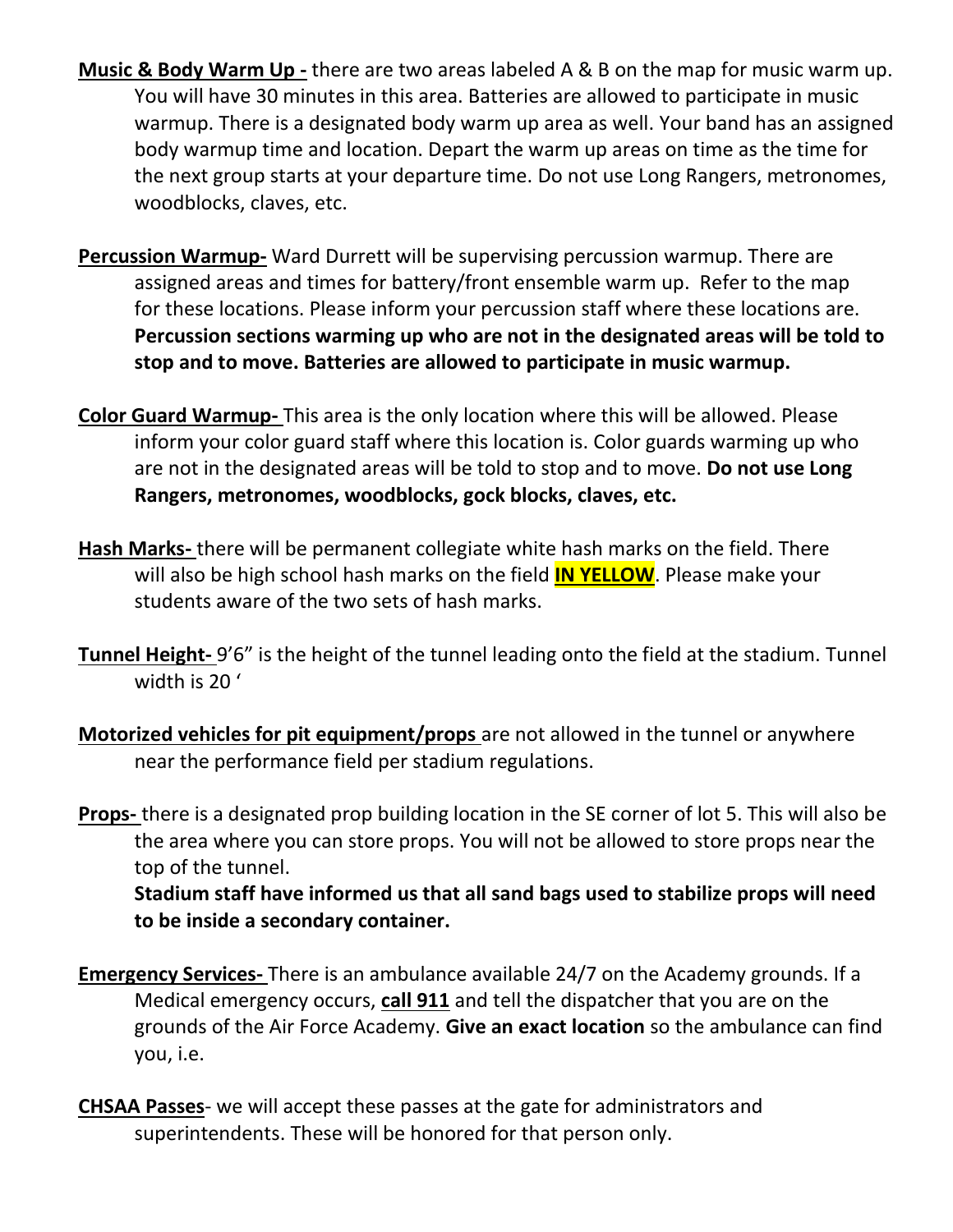**Music & Body Warm Up -** there are two areas labeled A & B on the map for music warm up. You will have 30 minutes in this area. Batteries are allowed to participate in music warmup. There is a designated body warm up area as well. Your band has an assigned body warmup time and location. Depart the warm up areas on time as the time for the next group starts at your departure time. Do not use Long Rangers, metronomes, woodblocks, claves, etc.

**Percussion Warmup-** Ward Durrett will be supervising percussion warmup. There are assigned areas and times for battery/front ensemble warm up. Refer to the map for these locations. Please inform your percussion staff where these locations are. **Percussion sections warming up who are not in the designated areas will be told to stop and to move. Batteries are allowed to participate in music warmup.**

**Color Guard Warmup-** This area is the only location where this will be allowed. Please inform your color guard staff where this location is. Color guards warming up who are not in the designated areas will be told to stop and to move. **Do not use Long Rangers, metronomes, woodblocks, gock blocks, claves, etc.**

**Hash Marks-** there will be permanent collegiate white hash marks on the field. There will also be high school hash marks on the field **IN YELLOW**. Please make your students aware of the two sets of hash marks.

**Tunnel Height-** 9'6" is the height of the tunnel leading onto the field at the stadium. Tunnel width is 20 '

**Motorized vehicles for pit equipment/props** are not allowed in the tunnel or anywhere near the performance field per stadium regulations.

**Props-** there is a designated prop building location in the SE corner of lot 5. This will also be the area where you can store props. You will not be allowed to store props near the top of the tunnel.

**Stadium staff have informed us that all sand bags used to stabilize props will need to be inside a secondary container.**

**Emergency Services-** There is an ambulance available 24/7 on the Academy grounds. If a Medical emergency occurs, **call 911** and tell the dispatcher that you are on the grounds of the Air Force Academy. **Give an exact location** so the ambulance can find you, i.e.

**CHSAA Passes**- we will accept these passes at the gate for administrators and superintendents. These will be honored for that person only.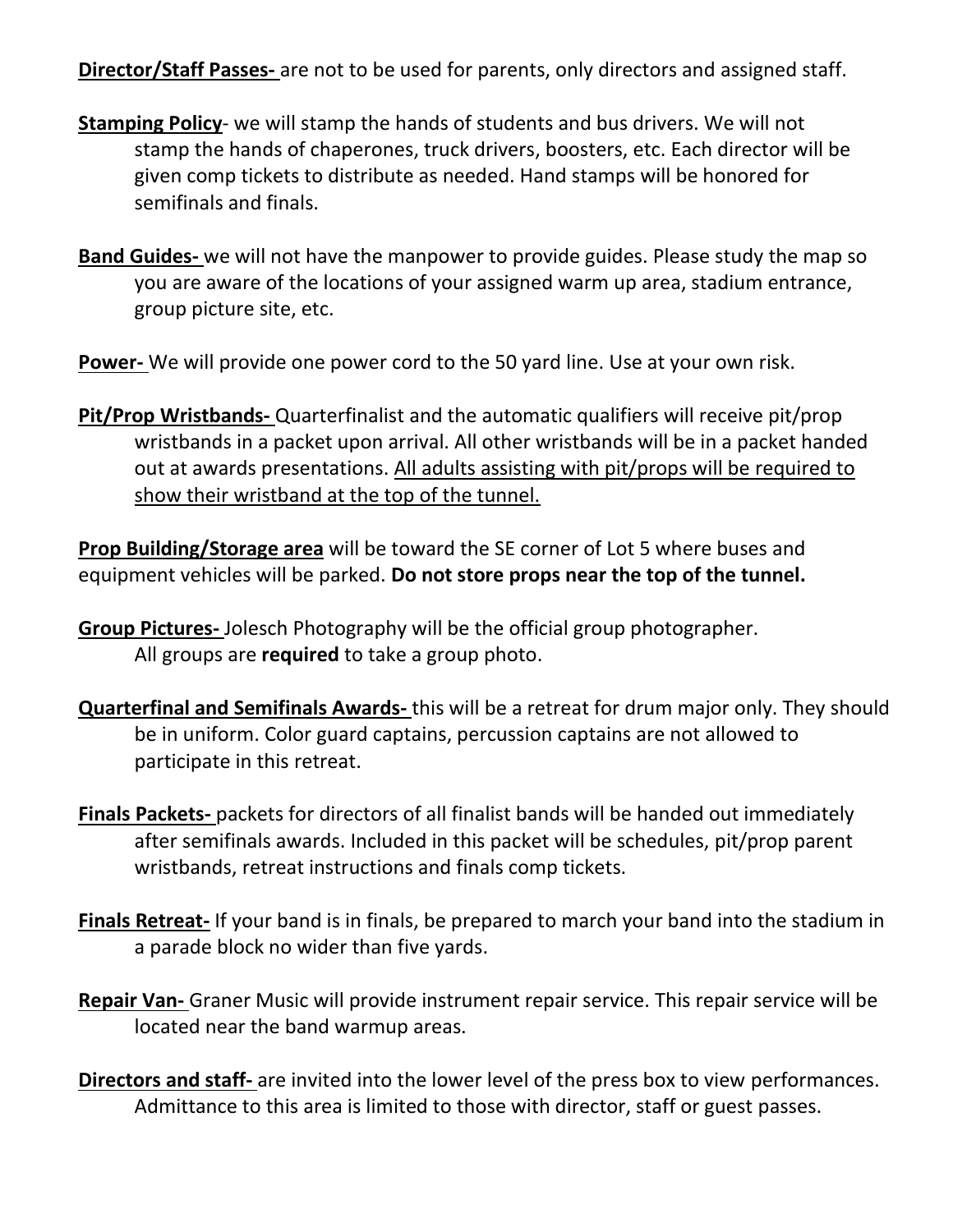**Director/Staff Passes-** are not to be used for parents, only directors and assigned staff.

**Stamping Policy**- we will stamp the hands of students and bus drivers. We will not stamp the hands of chaperones, truck drivers, boosters, etc. Each director will be given comp tickets to distribute as needed. Hand stamps will be honored for semifinals and finals.

**Band Guides-** we will not have the manpower to provide guides. Please study the map so you are aware of the locations of your assigned warm up area, stadium entrance, group picture site, etc.

**Power-** We will provide one power cord to the 50 yard line. Use at your own risk.

**Pit/Prop Wristbands-** Quarterfinalist and the automatic qualifiers will receive pit/prop wristbands in a packet upon arrival. All other wristbands will be in a packet handed out at awards presentations. All adults assisting with pit/props will be required to show their wristband at the top of the tunnel.

**Prop Building/Storage area** will be toward the SE corner of Lot 5 where buses and equipment vehicles will be parked. **Do not store props near the top of the tunnel.**

**Group Pictures-** Jolesch Photography will be the official group photographer. All groups are **required** to take a group photo.

**Quarterfinal and Semifinals Awards-** this will be a retreat for drum major only. They should be in uniform. Color guard captains, percussion captains are not allowed to participate in this retreat.

**Finals Packets-** packets for directors of all finalist bands will be handed out immediately after semifinals awards. Included in this packet will be schedules, pit/prop parent wristbands, retreat instructions and finals comp tickets.

**Finals Retreat-** If your band is in finals, be prepared to march your band into the stadium in a parade block no wider than five yards.

**Repair Van-** Graner Music will provide instrument repair service. This repair service will be located near the band warmup areas.

**Directors and staff-** are invited into the lower level of the press box to view performances. Admittance to this area is limited to those with director, staff or guest passes.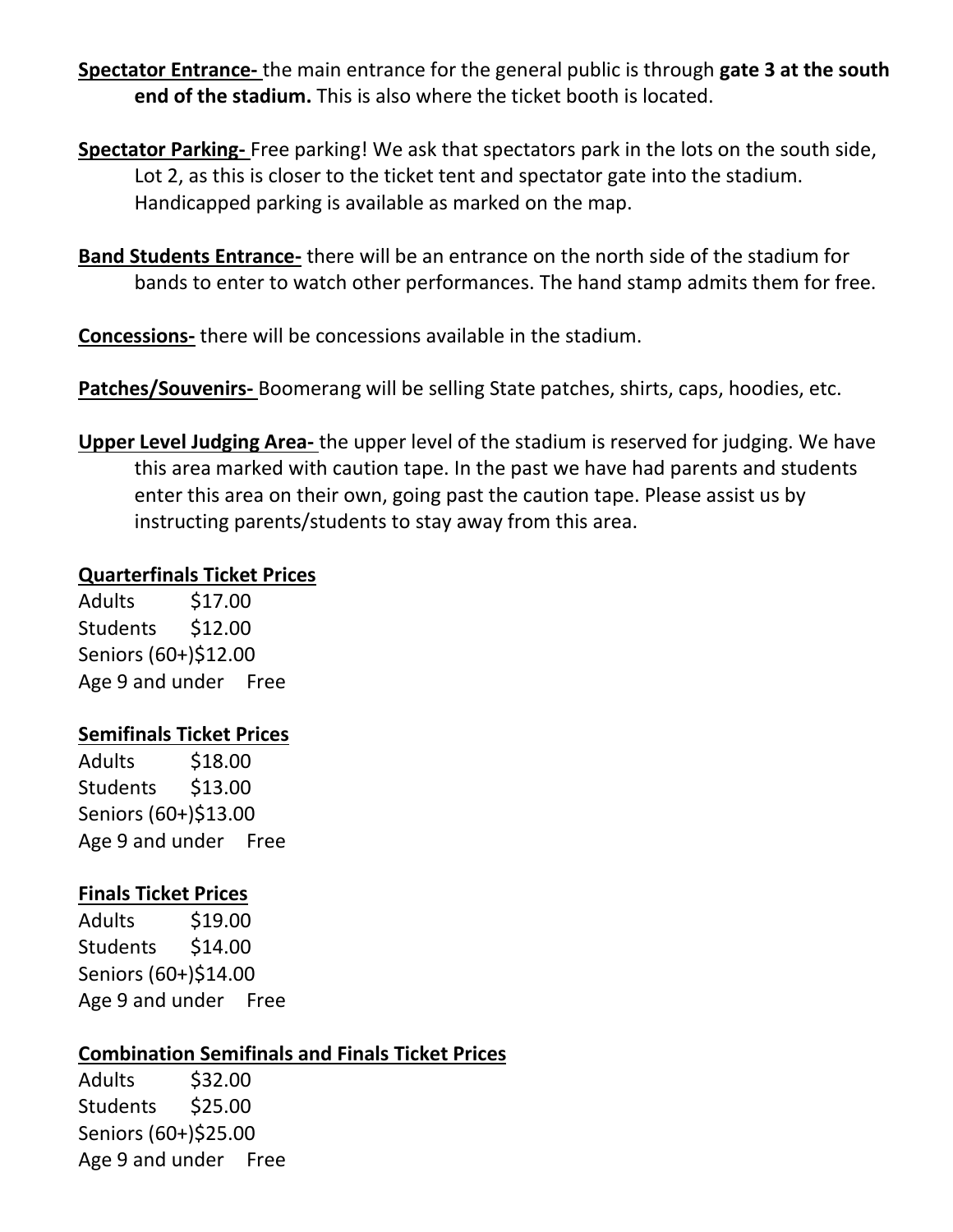**Spectator Entrance-** the main entrance for the general public is through **gate 3 at the south end of the stadium.** This is also where the ticket booth is located.

**Spectator Parking-** Free parking! We ask that spectators park in the lots on the south side, Lot 2, as this is closer to the ticket tent and spectator gate into the stadium. Handicapped parking is available as marked on the map.

**Band Students Entrance-** there will be an entrance on the north side of the stadium for bands to enter to watch other performances. The hand stamp admits them for free.

**Concessions-** there will be concessions available in the stadium.

**Patches/Souvenirs-** Boomerang will be selling State patches, shirts, caps, hoodies, etc.

**Upper Level Judging Area-** the upper level of the stadium is reserved for judging. We have this area marked with caution tape. In the past we have had parents and students enter this area on their own, going past the caution tape. Please assist us by instructing parents/students to stay away from this area.

**Quarterfinals Ticket Prices**

| | |
|---|---|
| Adults | $17.00 |
| Students | $12.00 |
| Seniors (60+) | $12.00 |
| Age 9 and under | Free |

**Semifinals Ticket Prices**

| | |
|---|---|
| Adults | $18.00 |
| Students | $13.00 |
| Seniors (60+) | $13.00 |
| Age 9 and under | Free |

**Finals Ticket Prices**

| | |
|---|---|
| Adults | $19.00 |
| Students | $14.00 |
| Seniors (60+) | $14.00 |
| Age 9 and under | Free |

**Combination Semifinals and Finals Ticket Prices**

| | |
|---|---|
| Adults | $32.00 |
| Students | $25.00 |
| Seniors (60+) | $25.00 |
| Age 9 and under | Free |